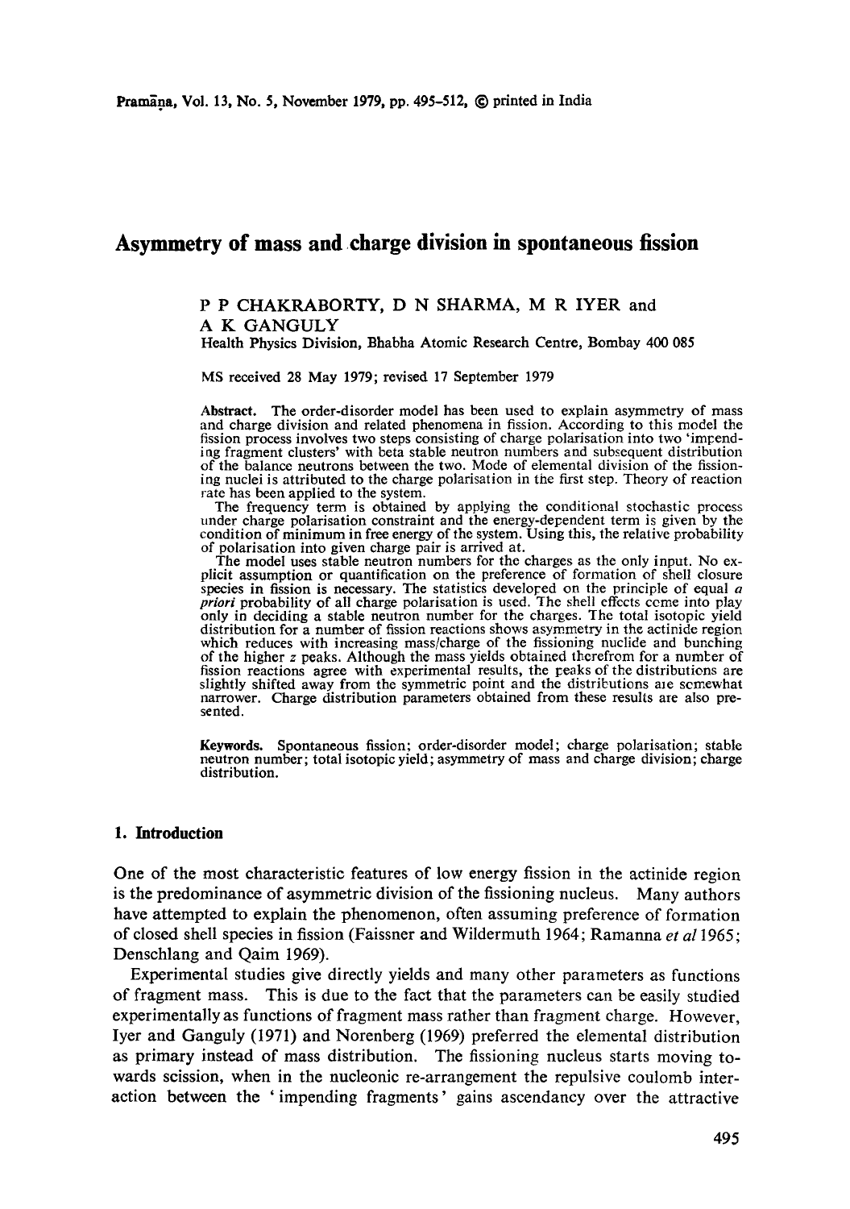# Asymmetry of mass and charge division in spontaneous fission

P P CHAKRABORTY, D N SHARMA, M R IYER and A K GANGULY

Health Physics Division, Bhabha Atomic Research Centre, Bombay 400 085

MS received 28 May 1979; revised 17 September 1979

**Abstract.** The order-disorder model has been used to explain asymmetry of mass and charge division and related phenomena in fission. According to this model the fission process involves two steps consisting of charge polarisation into two 'impending fragment clusters' with beta stable neutron numbers and subsequent distribution of the balance neutrons between the two. Mode of elemental division of the fissioning nuclei is attributed to the charge polarisation in the first step. Theory of reaction rate has been applied to the system.

The frequency term is obtained by applying the conditional stochastic process under charge polarisation constraint and the energy-dependent term is given by the condition of minimum in free energy of the system. Using this, the relative probability of polarisation into given charge pair is arrived at.

The model uses stable neutron numbers for the charges as the only input. No explicit assumption or quantification on the preference of formation of shell closure species in fission is necessary. The statistics developed on the principle of equal *a priori* probability of all charge polarisation is used. The shell effects come into play only in deciding a stable neutron number for the charges. The total isotopic yield distribution for a number of fission reactions shows asymmetry in the actinide region which reduces with increasing mass/charge of the fissioning nuclide and bunching of the higher $z$ peaks. Although the mass yields obtained therefrom for a number of fission reactions agree with experimental results, the peaks of the distributions are slightly shifted away from the symmetric point and the distributions are somewhat narrower. Charge distribution parameters obtained from these results are also presented.

**Keywords.** Spontaneous fission; order-disorder model; charge polarisation; stable neutron number; total isotopic yield; asymmetry of mass and charge division; charge distribution.

## 1. Introduction

One of the most characteristic features of low energy fission in the actinide region is the predominance of asymmetric division of the fissioning nucleus. Many authors have attempted to explain the phenomenon, often assuming preference of formation of closed shell species in fission (Faissner and Wildermuth 1964; Ramanna *et al* 1965; Denschlang and Qaim 1969).

Experimental studies give directly yields and many other parameters as functions of fragment mass. This is due to the fact that the parameters can be easily studied experimentally as functions of fragment mass rather than fragment charge. However, Iyer and Ganguly (1971) and Norenberg (1969) preferred the elemental distribution as primary instead of mass distribution. The fissioning nucleus starts moving towards scission, when in the nucleonic re-arrangement the repulsive coulomb interaction between the 'impending fragments' gains ascendancy over the attractive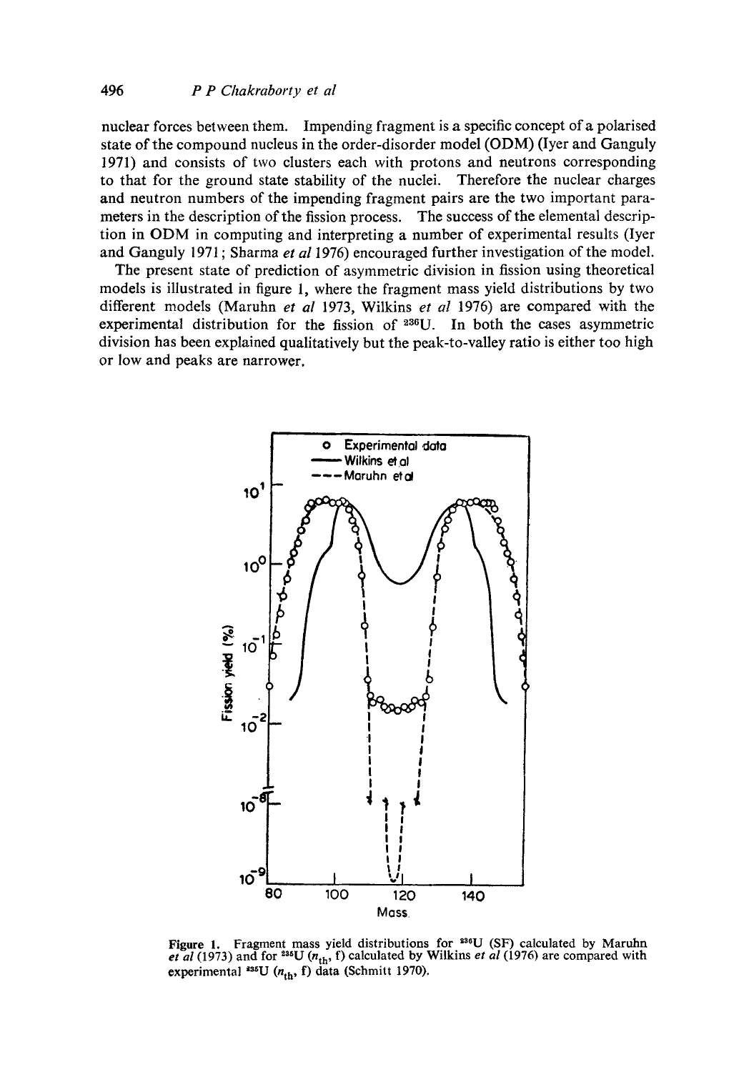nuclear forces between them. Impending fragment is a specific concept of a polarised state of the compound nucleus in the order-disorder model (ODM) (Iyer and Ganguly 1971) and consists of two clusters each with protons and neutrons corresponding to that for the ground state stability of the nuclei. Therefore the nuclear charges and neutron numbers of the impending fragment pairs are the two important parameters in the description of the fission process. The success of the elemental description in ODM in computing and interpreting a number of experimental results (Iyer and Ganguly 1971; Sharma *et al* 1976) encouraged further investigation of the model.

The present state of prediction of asymmetric division in fission using theoretical models is illustrated in figure 1, where the fragment mass yield distributions by two different models (Maruhn *et al* 1973, Wilkins *et al* 1976) are compared with the experimental distribution for the fission of $^{236}$U. In both the cases asymmetric division has been explained qualitatively but the peak-to-valley ratio is either too high or low and peaks are narrower.

**Figure 1.** Fragment mass yield distributions for $^{236}$U (SF) calculated by Maruhn *et al* (1973) and for $^{235}$U ($n_{th}$, f) calculated by Wilkins *et al* (1976) are compared with experimental $^{235}$U ($n_{th}$, f) data (Schmitt 1970).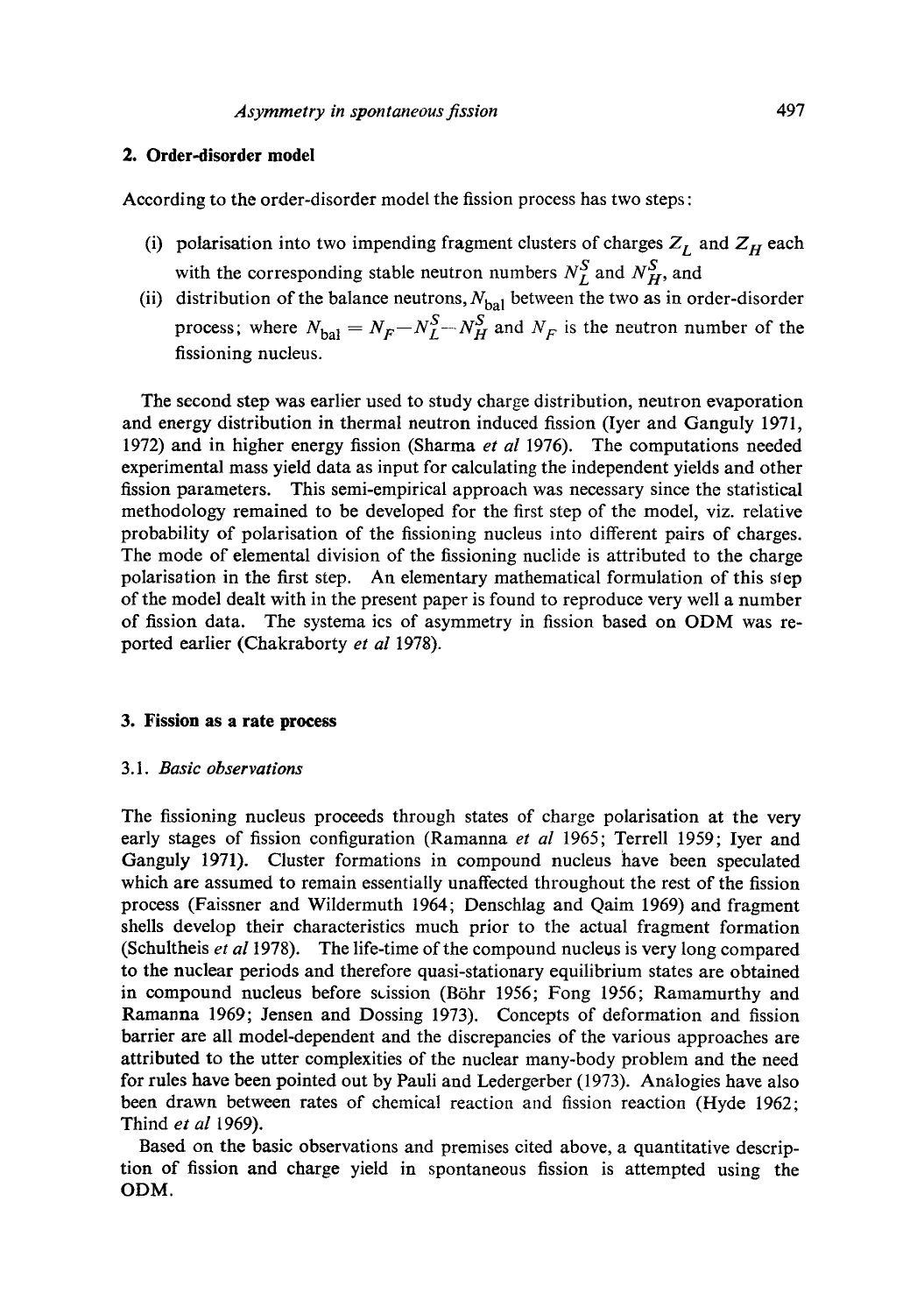## 2. Order-disorder model

According to the order-disorder model the fission process has two steps:

(i) polarisation into two impending fragment clusters of charges $Z_L$ and $Z_H$ each with the corresponding stable neutron numbers $N_L^S$ and $N_H^S$, and

(ii) distribution of the balance neutrons, $N_{\text{bal}}$ between the two as in order-disorder process; where $N_{\text{bal}} = N_F - N_L^S - N_H^S$ and $N_F$ is the neutron number of the fissioning nucleus.

The second step was earlier used to study charge distribution, neutron evaporation and energy distribution in thermal neutron induced fission (Iyer and Ganguly 1971, 1972) and in higher energy fission (Sharma *et al* 1976). The computations needed experimental mass yield data as input for calculating the independent yields and other fission parameters. This semi-empirical approach was necessary since the statistical methodology remained to be developed for the first step of the model, viz. relative probability of polarisation of the fissioning nucleus into different pairs of charges. The mode of elemental division of the fissioning nuclide is attributed to the charge polarisation in the first step. An elementary mathematical formulation of this step of the model dealt with in the present paper is found to reproduce very well a number of fission data. The systematics of asymmetry in fission based on ODM was reported earlier (Chakraborty *et al* 1978).

## 3. Fission as a rate process

### 3.1. *Basic observations*

The fissioning nucleus proceeds through states of charge polarisation at the very early stages of fission configuration (Ramanna *et al* 1965; Terrell 1959; Iyer and Ganguly 1971). Cluster formations in compound nucleus have been speculated which are assumed to remain essentially unaffected throughout the rest of the fission process (Faissner and Wildermuth 1964; Denschlag and Qaim 1969) and fragment shells develop their characteristics much prior to the actual fragment formation (Schultheis *et al* 1978). The life-time of the compound nucleus is very long compared to the nuclear periods and therefore quasi-stationary equilibrium states are obtained in compound nucleus before scission (Böhr 1956; Fong 1956; Ramamurthy and Ramanna 1969; Jensen and Dossing 1973). Concepts of deformation and fission barrier are all model-dependent and the discrepancies of the various approaches are attributed to the utter complexities of the nuclear many-body problem and the need for rules have been pointed out by Pauli and Ledergerber (1973). Analogies have also been drawn between rates of chemical reaction and fission reaction (Hyde 1962; Thind *et al* 1969).

Based on the basic observations and premises cited above, a quantitative description of fission and charge yield in spontaneous fission is attempted using the ODM.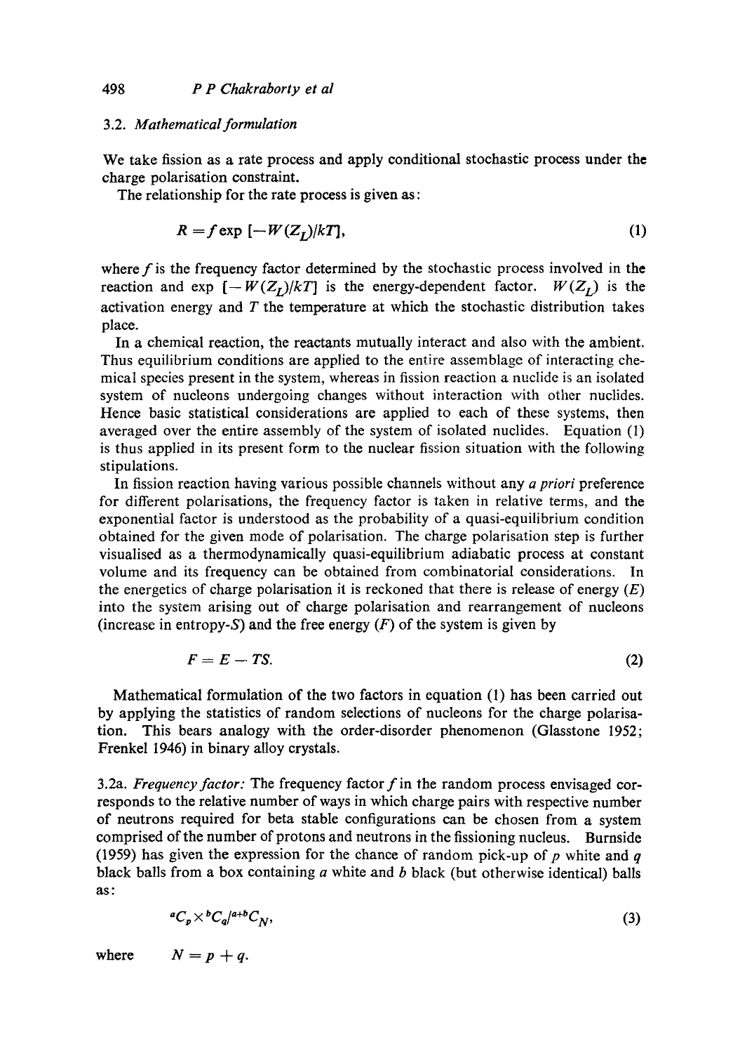### 3.2. *Mathematical formulation*

We take fission as a rate process and apply conditional stochastic process under the charge polarisation constraint.

The relationship for the rate process is given as:

$$R = f \exp\left[-W(Z_L)/kT\right], \tag{1}$$

where $f$ is the frequency factor determined by the stochastic process involved in the reaction and $\exp\left[-W(Z_L)/kT\right]$ is the energy-dependent factor. $W(Z_L)$ is the activation energy and $T$ the temperature at which the stochastic distribution takes place.

In a chemical reaction, the reactants mutually interact and also with the ambient. Thus equilibrium conditions are applied to the entire assemblage of interacting chemical species present in the system, whereas in fission reaction a nuclide is an isolated system of nucleons undergoing changes without interaction with other nuclides. Hence basic statistical considerations are applied to each of these systems, then averaged over the entire assembly of the system of isolated nuclides. Equation (1) is thus applied in its present form to the nuclear fission situation with the following stipulations.

In fission reaction having various possible channels without any *a priori* preference for different polarisations, the frequency factor is taken in relative terms, and the exponential factor is understood as the probability of a quasi-equilibrium condition obtained for the given mode of polarisation. The charge polarisation step is further visualised as a thermodynamically quasi-equilibrium adiabatic process at constant volume and its frequency can be obtained from combinatorial considerations. In the energetics of charge polarisation it is reckoned that there is release of energy ($E$) into the system arising out of charge polarisation and rearrangement of nucleons (increase in entropy-$S$) and the free energy ($F$) of the system is given by

$$F = E - TS. \tag{2}$$

Mathematical formulation of the two factors in equation (1) has been carried out by applying the statistics of random selections of nucleons for the charge polarisation. This bears analogy with the order-disorder phenomenon (Glasstone 1952; Frenkel 1946) in binary alloy crystals.

3.2a. *Frequency factor:* The frequency factor $f$ in the random process envisaged corresponds to the relative number of ways in which charge pairs with respective number of neutrons required for beta stable configurations can be chosen from a system comprised of the number of protons and neutrons in the fissioning nucleus. Burnside (1959) has given the expression for the chance of random pick-up of $p$ white and $q$ black balls from a box containing $a$ white and $b$ black (but otherwise identical) balls as:

$$^{a}C_{p} \times {^{b}C_{q}} / {^{a+b}C_{N}}, \tag{3}$$

where $\quad N = p + q.$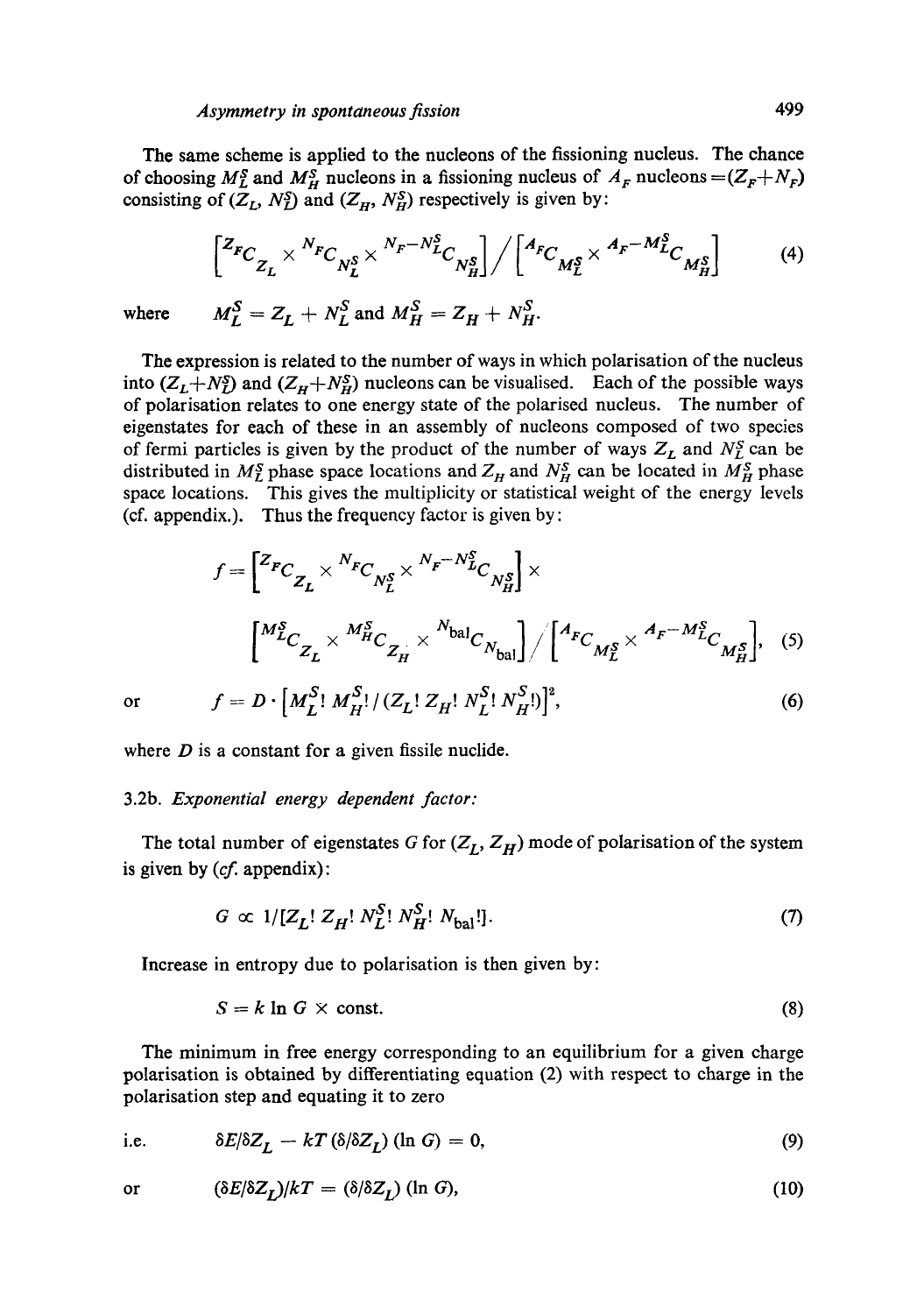The same scheme is applied to the nucleons of the fissioning nucleus. The chance of choosing $M_L^S$ and $M_H^S$ nucleons in a fissioning nucleus of $A_F$ nucleons $=(Z_F+N_F)$ consisting of $(Z_L, N_L^S)$ and $(Z_H, N_H^S)$ respectively is given by:

$$\left[{}^{Z_F}C_{Z_L} \times {}^{N_F}C_{N_L^S} \times {}^{N_F-N_L^S}C_{N_H^S}\right] \Big/ \left[{}^{A_F}C_{M_L^S} \times {}^{A_F-M_L^S}C_{M_H^S}\right] \tag{4}$$

where $\quad M_L^S = Z_L + N_L^S$ and $M_H^S = Z_H + N_H^S$.

The expression is related to the number of ways in which polarisation of the nucleus into $(Z_L+N_L^S)$ and $(Z_H+N_H^S)$ nucleons can be visualised. Each of the possible ways of polarisation relates to one energy state of the polarised nucleus. The number of eigenstates for each of these in an assembly of nucleons composed of two species of fermi particles is given by the product of the number of ways $Z_L$ and $N_L^S$ can be distributed in $M_L^S$ phase space locations and $Z_H$ and $N_H^S$ can be located in $M_H^S$ phase space locations. This gives the multiplicity or statistical weight of the energy levels (cf. appendix.). Thus the frequency factor is given by:

$$f = \left[{}^{Z_F}C_{Z_L} \times {}^{N_F}C_{N_L^S} \times {}^{N_F-N_L^S}C_{N_H^S}\right] \times$$

$$\left[{}^{M_L^S}C_{Z_L} \times {}^{M_H^S}C_{Z_H} \times {}^{N_{\text{bal}}}C_{N_{\text{bal}}}\right] \Big/ \left[{}^{A_F}C_{M_L^S} \times {}^{A_F-M_L^S}C_{M_H^S}\right], \tag{5}$$

or

$$f = D \cdot \left[M_L^S!\, M_H^S! / (Z_L!\, Z_H!\, N_L^S!\, N_H^S!)\right]^2, \tag{6}$$

where $D$ is a constant for a given fissile nuclide.

### 3.2b. *Exponential energy dependent factor:*

The total number of eigenstates $G$ for $(Z_L, Z_H)$ mode of polarisation of the system is given by (*cf.* appendix):

$$G \propto 1/[Z_L!\, Z_H!\, N_L^S!\, N_H^S!\, N_{\text{bal}}!]. \tag{7}$$

Increase in entropy due to polarisation is then given by:

$$S = k \ln G \times \text{const.} \tag{8}$$

The minimum in free energy corresponding to an equilibrium for a given charge polarisation is obtained by differentiating equation (2) with respect to charge in the polarisation step and equating it to zero

i.e.
$$\delta E/\delta Z_L - kT\,(\delta/\delta Z_L)\,(\ln G) = 0, \tag{9}$$

or
$$(\delta E/\delta Z_L)/kT = (\delta/\delta Z_L)\,(\ln G), \tag{10}$$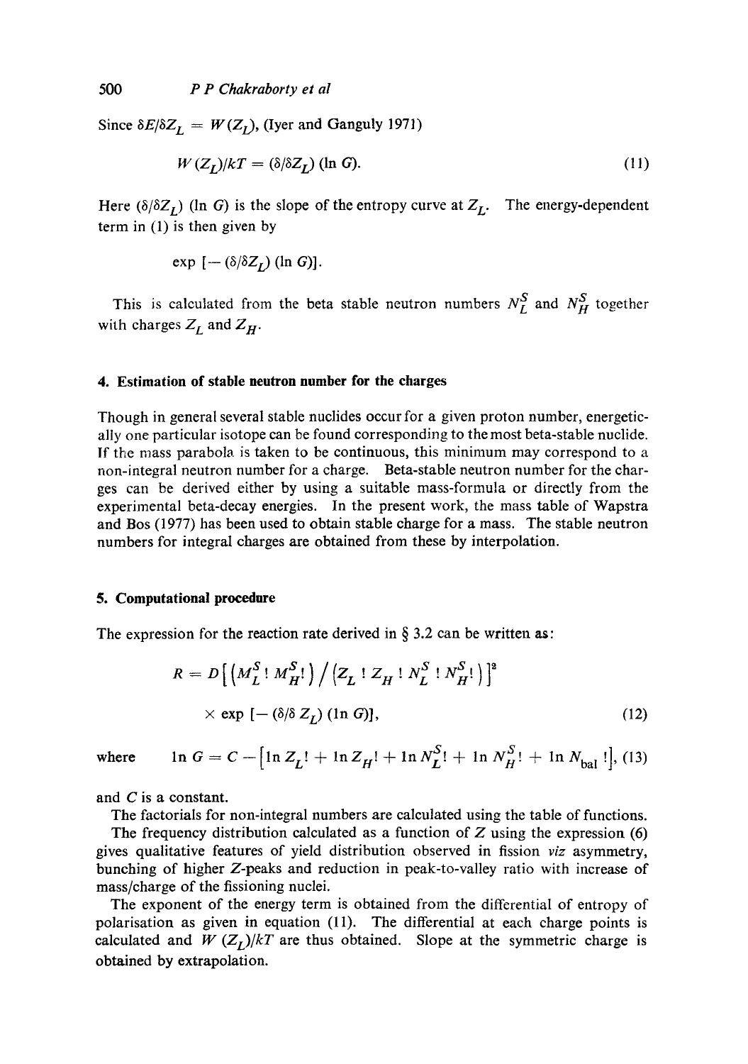Since $\delta E/\delta Z_L = W(Z_L)$, (Iyer and Ganguly 1971)

$$W(Z_L)/kT = (\delta/\delta Z_L)(\ln G). \tag{11}$$

Here $(\delta/\delta Z_L)(\ln G)$ is the slope of the entropy curve at $Z_L$. The energy-dependent term in (1) is then given by

$$\exp[-(\delta/\delta Z_L)(\ln G)].$$

This is calculated from the beta stable neutron numbers $N_L^S$ and $N_H^S$ together with charges $Z_L$ and $Z_H$.

#### 4. Estimation of stable neutron number for the charges

Though in general several stable nuclides occur for a given proton number, energetically one particular isotope can be found corresponding to the most beta-stable nuclide. If the mass parabola is taken to be continuous, this minimum may correspond to a non-integral neutron number for a charge. Beta-stable neutron number for the charges can be derived either by using a suitable mass-formula or directly from the experimental beta-decay energies. In the present work, the mass table of Wapstra and Bos (1977) has been used to obtain stable charge for a mass. The stable neutron numbers for integral charges are obtained from these by interpolation.

#### 5. Computational procedure

The expression for the reaction rate derived in § 3.2 can be written as:

$$R = D\left[\left(M_L^S!\, M_H^S!\right) \Big/ \left(Z_L!\, Z_H!\, N_L^S!\, N_H^S!\right)\right]^2 \times \exp[-(\delta/\delta Z_L)(\ln G)], \tag{12}$$

where
$$\ln G = C - \left[\ln Z_L! + \ln Z_H! + \ln N_L^S! + \ln N_H^S! + \ln N_{\text{bal}}!\right], \tag{13}$$

and $C$ is a constant.

The factorials for non-integral numbers are calculated using the table of functions.

The frequency distribution calculated as a function of $Z$ using the expression (6) gives qualitative features of yield distribution observed in fission *viz* asymmetry, bunching of higher $Z$-peaks and reduction in peak-to-valley ratio with increase of mass/charge of the fissioning nuclei.

The exponent of the energy term is obtained from the differential of entropy of polarisation as given in equation (11). The differential at each charge points is calculated and $W(Z_L)/kT$ are thus obtained. Slope at the symmetric charge is obtained by extrapolation.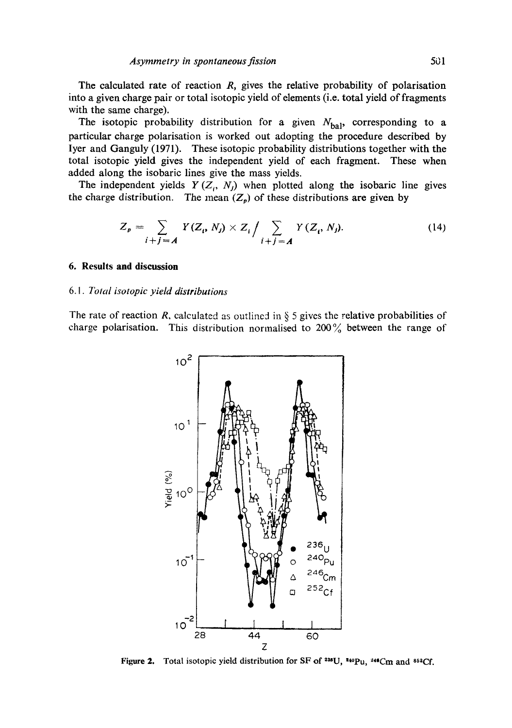The calculated rate of reaction $R$, gives the relative probability of polarisation into a given charge pair or total isotopic yield of elements (i.e. total yield of fragments with the same charge).

The isotopic probability distribution for a given $N_{bal}$, corresponding to a particular charge polarisation is worked out adopting the procedure described by Iyer and Ganguly (1971). These isotopic probability distributions together with the total isotopic yield gives the independent yield of each fragment. These when added along the isobaric lines give the mass yields.

The independent yields $Y(Z_i, N_j)$ when plotted along the isobaric line gives the charge distribution. The mean $(Z_p)$ of these distributions are given by

$$Z_p = \sum_{i+j=A} Y(Z_i, N_j) \times Z_i \Big/ \sum_{i+j=A} Y(Z_i, N_j). \tag{14}$$

## 6. Results and discussion

### 6.1. *Total isotopic yield distributions*

The rate of reaction $R$, calculated as outlined in § 5 gives the relative probabilities of charge polarisation. This distribution normalised to 200% between the range of

Figure 2. Total isotopic yield distribution for SF of $^{236}$U, $^{240}$Pu, $^{246}$Cm and $^{252}$Cf.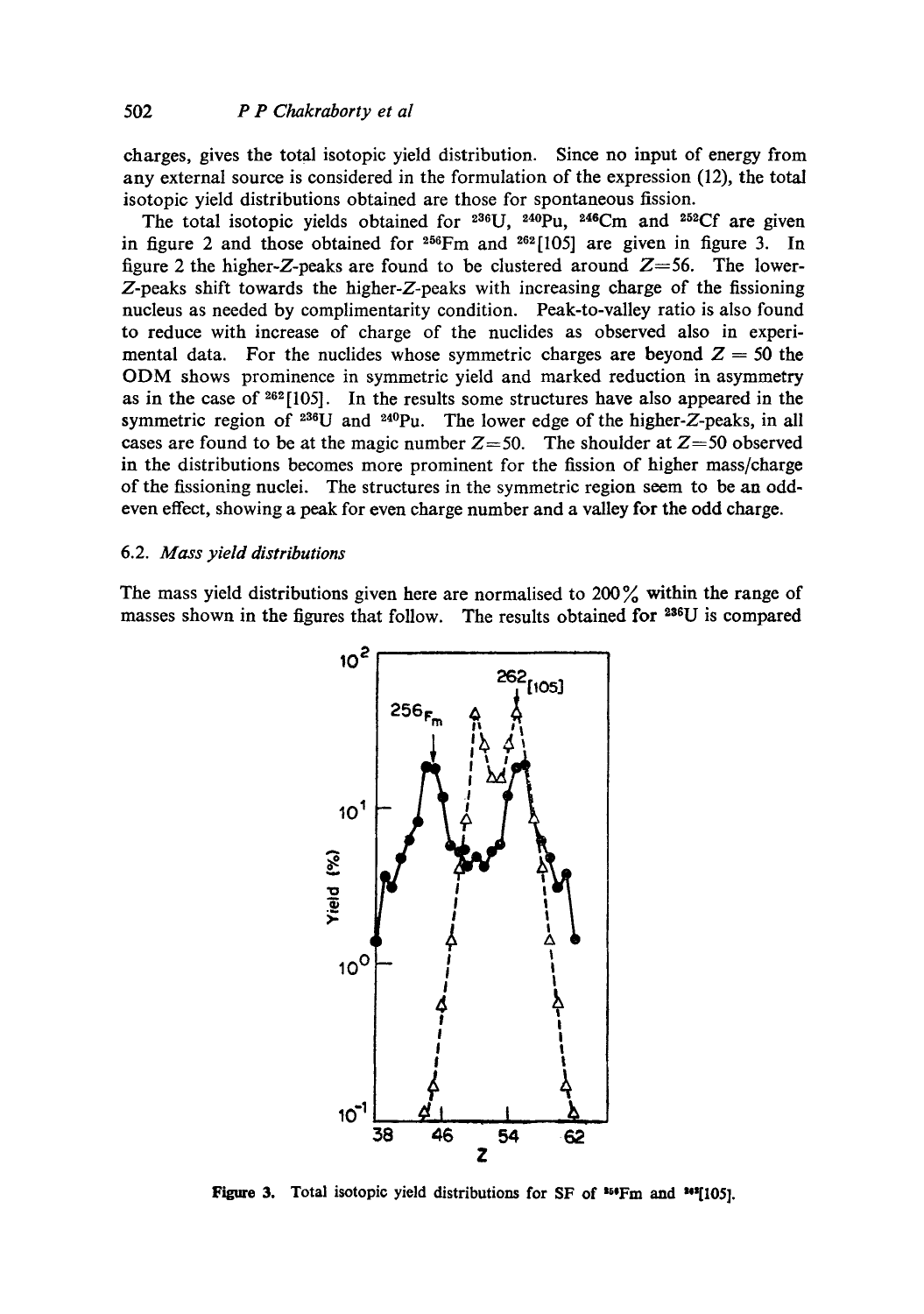charges, gives the total isotopic yield distribution. Since no input of energy from any external source is considered in the formulation of the expression (12), the total isotopic yield distributions obtained are those for spontaneous fission.

The total isotopic yields obtained for $^{236}$U, $^{240}$Pu, $^{246}$Cm and $^{252}$Cf are given in figure 2 and those obtained for $^{256}$Fm and $^{262}$[105] are given in figure 3. In figure 2 the higher-$Z$-peaks are found to be clustered around $Z=56$. The lower-$Z$-peaks shift towards the higher-$Z$-peaks with increasing charge of the fissioning nucleus as needed by complimentarity condition. Peak-to-valley ratio is also found to reduce with increase of charge of the nuclides as observed also in experimental data. For the nuclides whose symmetric charges are beyond $Z = 50$ the ODM shows prominence in symmetric yield and marked reduction in asymmetry as in the case of $^{262}$[105]. In the results some structures have also appeared in the symmetric region of $^{236}$U and $^{240}$Pu. The lower edge of the higher-$Z$-peaks, in all cases are found to be at the magic number $Z=50$. The shoulder at $Z=50$ observed in the distributions becomes more prominent for the fission of higher mass/charge of the fissioning nuclei. The structures in the symmetric region seem to be an odd-even effect, showing a peak for even charge number and a valley for the odd charge.

### 6.2. *Mass yield distributions*

The mass yield distributions given here are normalised to 200% within the range of masses shown in the figures that follow. The results obtained for $^{236}$U is compared

**Figure 3.** Total isotopic yield distributions for SF of $^{256}$Fm and $^{262}$[105].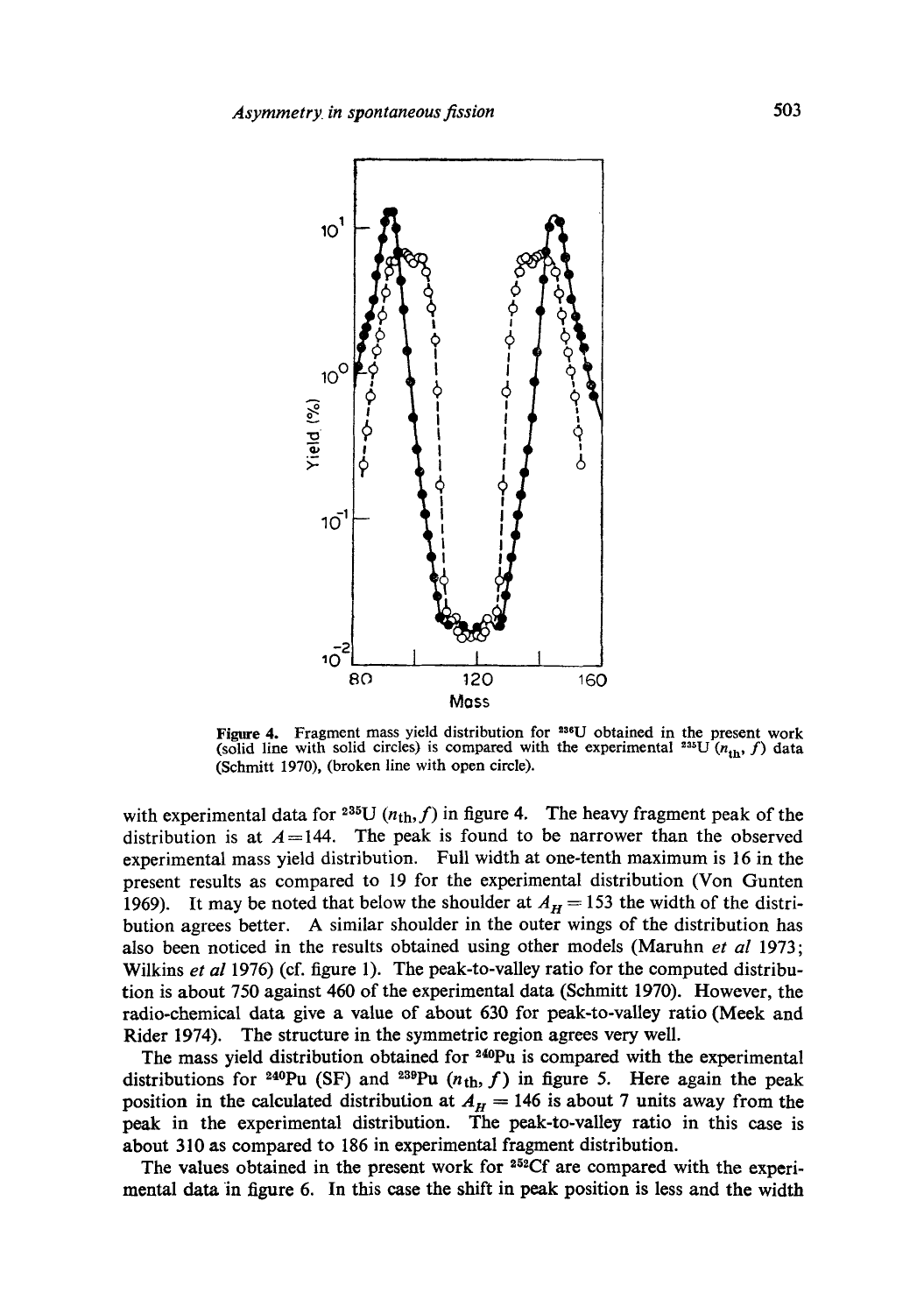**Figure 4.** Fragment mass yield distribution for $^{236}$U obtained in the present work (solid line with solid circles) is compared with the experimental $^{235}$U ($n_{th}$, $f$) data (Schmitt 1970), (broken line with open circle).

with experimental data for $^{235}$U ($n_{th}, f$) in figure 4. The heavy fragment peak of the distribution is at $A = 144$. The peak is found to be narrower than the observed experimental mass yield distribution. Full width at one-tenth maximum is 16 in the present results as compared to 19 for the experimental distribution (Von Gunten 1969). It may be noted that below the shoulder at $A_H = 153$ the width of the distribution agrees better. A similar shoulder in the outer wings of the distribution has also been noticed in the results obtained using other models (Maruhn *et al* 1973; Wilkins *et al* 1976) (cf. figure 1). The peak-to-valley ratio for the computed distribution is about 750 against 460 of the experimental data (Schmitt 1970). However, the radio-chemical data give a value of about 630 for peak-to-valley ratio (Meek and Rider 1974). The structure in the symmetric region agrees very well.

The mass yield distribution obtained for $^{240}$Pu is compared with the experimental distributions for $^{240}$Pu (SF) and $^{239}$Pu ($n_{th}, f$) in figure 5. Here again the peak position in the calculated distribution at $A_H = 146$ is about 7 units away from the peak in the experimental distribution. The peak-to-valley ratio in this case is about 310 as compared to 186 in experimental fragment distribution.

The values obtained in the present work for $^{252}$Cf are compared with the experimental data in figure 6. In this case the shift in peak position is less and the width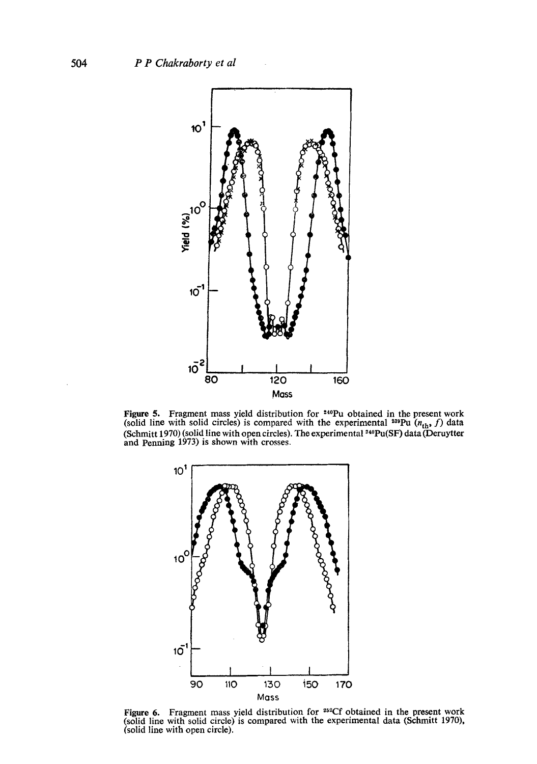**Figure 5.** Fragment mass yield distribution for $^{240}Pu$ obtained in the present work (solid line with solid circles) is compared with the experimental $^{239}Pu$ $(n_{th}, f)$ data (Schmitt 1970) (solid line with open circles). The experimental $^{240}Pu$(SF) data (Deruytter and Penning 1973) is shown with crosses.

**Figure 6.** Fragment mass yield distribution for $^{252}Cf$ obtained in the present work (solid line with solid circle) is compared with the experimental data (Schmitt 1970), (solid line with open circle).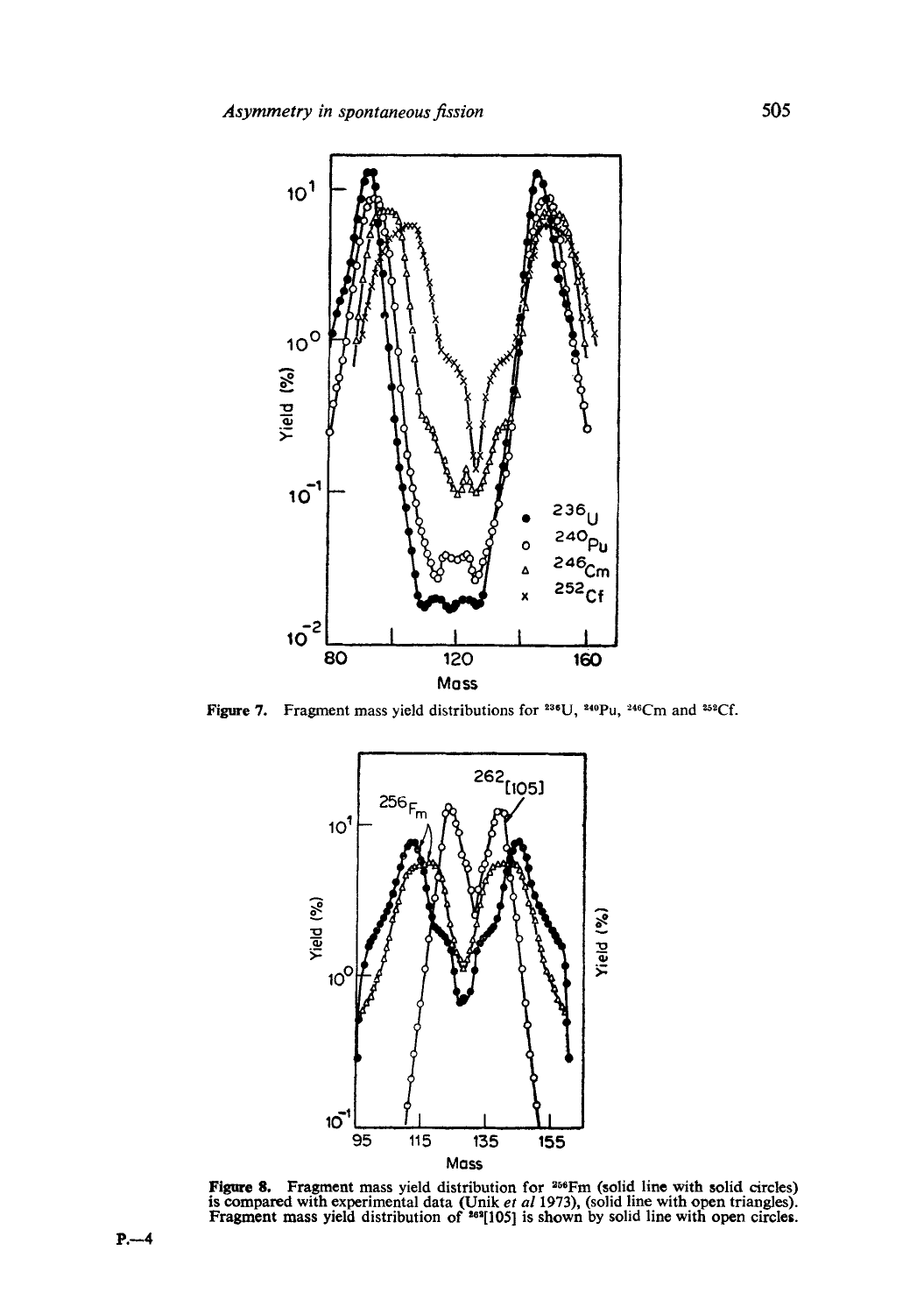Figure 7. Fragment mass yield distributions for $^{236}$U, $^{240}$Pu, $^{246}$Cm and $^{252}$Cf.

Figure 8. Fragment mass yield distribution for $^{256}$Fm (solid line with solid circles) is compared with experimental data (Unik *et al* 1973), (solid line with open triangles). Fragment mass yield distribution of $^{262}$[105] is shown by solid line with open circles.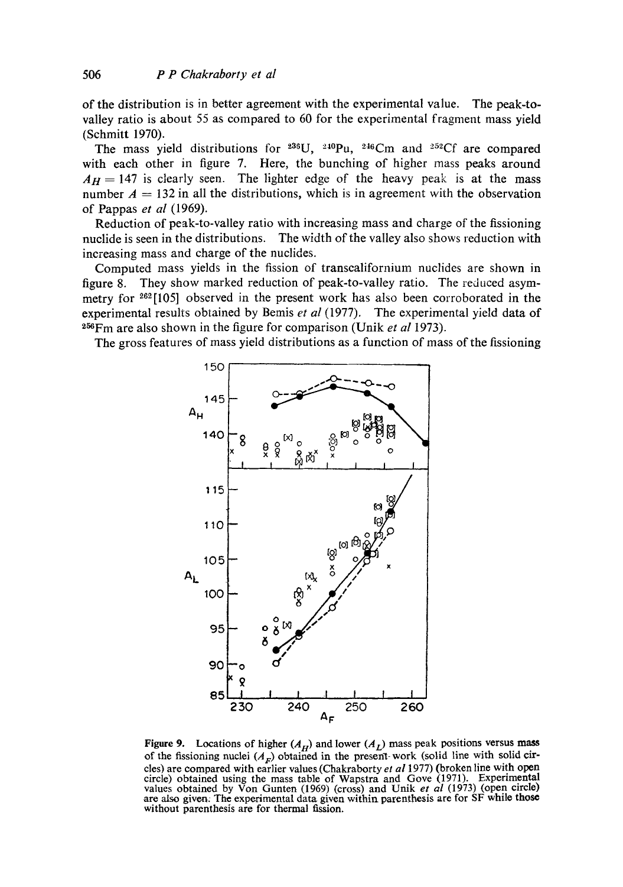of the distribution is in better agreement with the experimental value. The peak-to-valley ratio is about 55 as compared to 60 for the experimental fragment mass yield (Schmitt 1970).

The mass yield distributions for $^{236}$U, $^{240}$Pu, $^{246}$Cm and $^{252}$Cf are compared with each other in figure 7. Here, the bunching of higher mass peaks around $A_H = 147$ is clearly seen. The lighter edge of the heavy peak is at the mass number $A = 132$ in all the distributions, which is in agreement with the observation of Pappas *et al* (1969).

Reduction of peak-to-valley ratio with increasing mass and charge of the fissioning nuclide is seen in the distributions. The width of the valley also shows reduction with increasing mass and charge of the nuclides.

Computed mass yields in the fission of transcalifornium nuclides are shown in figure 8. They show marked reduction of peak-to-valley ratio. The reduced asymmetry for $^{262}$[105] observed in the present work has also been corroborated in the experimental results obtained by Bemis *et al* (1977). The experimental yield data of $^{256}$Fm are also shown in the figure for comparison (Unik *et al* 1973).

The gross features of mass yield distributions as a function of mass of the fissioning

**Figure 9.** Locations of higher ($A_H$) and lower ($A_L$) mass peak positions versus mass of the fissioning nuclei ($A_F$) obtained in the present work (solid line with solid circles) are compared with earlier values (Chakraborty *et al* 1977) (broken line with open circle) obtained using the mass table of Wapstra and Gove (1971). Experimental values obtained by Von Gunten (1969) (cross) and Unik *et al* (1973) (open circle) are also given. The experimental data given within parenthesis are for SF while those without parenthesis are for thermal fission.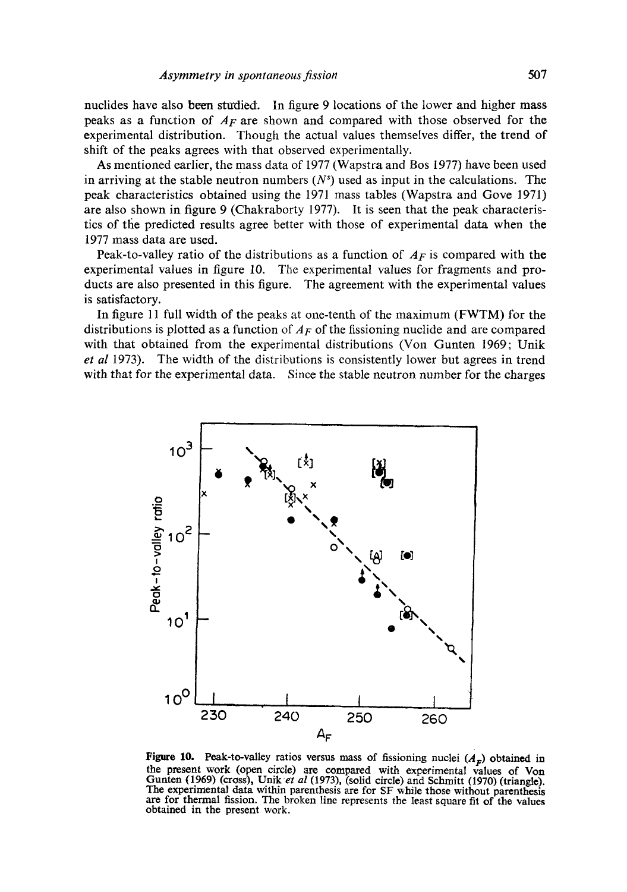nuclides have also been studied. In figure 9 locations of the lower and higher mass peaks as a function of $A_F$ are shown and compared with those observed for the experimental distribution. Though the actual values themselves differ, the trend of shift of the peaks agrees with that observed experimentally.

As mentioned earlier, the mass data of 1977 (Wapstra and Bos 1977) have been used in arriving at the stable neutron numbers ($N^s$) used as input in the calculations. The peak characteristics obtained using the 1971 mass tables (Wapstra and Gove 1971) are also shown in figure 9 (Chakraborty 1977). It is seen that the peak characteristics of the predicted results agree better with those of experimental data when the 1977 mass data are used.

Peak-to-valley ratio of the distributions as a function of $A_F$ is compared with the experimental values in figure 10. The experimental values for fragments and products are also presented in this figure. The agreement with the experimental values is satisfactory.

In figure 11 full width of the peaks at one-tenth of the maximum (FWTM) for the distributions is plotted as a function of $A_F$ of the fissioning nuclide and are compared with that obtained from the experimental distributions (Von Gunten 1969; Unik *et al* 1973). The width of the distributions is consistently lower but agrees in trend with that for the experimental data. Since the stable neutron number for the charges

**Figure 10.** Peak-to-valley ratios versus mass of fissioning nuclei ($A_F$) obtained in the present work (open circle) are compared with experimental values of Von Gunten (1969) (cross), Unik *et al* (1973), (solid circle) and Schmitt (1970) (triangle). The experimental data within parenthesis are for SF while those without parenthesis are for thermal fission. The broken line represents the least square fit of the values obtained in the present work.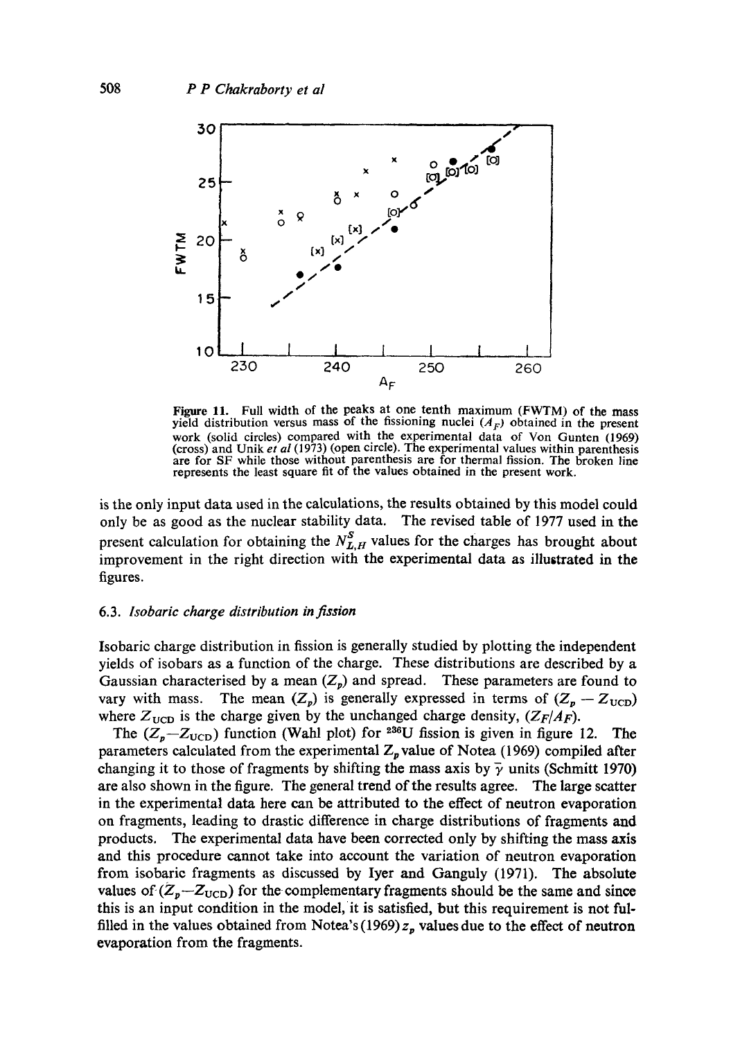Figure 11. Full width of the peaks at one tenth maximum (FWTM) of the mass yield distribution versus mass of the fissioning nuclei ($A_F$) obtained in the present work (solid circles) compared with the experimental data of Von Gunten (1969) (cross) and Unik *et al* (1973) (open circle). The experimental values within parenthesis are for SF while those without parenthesis are for thermal fission. The broken line represents the least square fit of the values obtained in the present work.

is the only input data used in the calculations, the results obtained by this model could only be as good as the nuclear stability data. The revised table of 1977 used in the present calculation for obtaining the $N^S_{L,H}$ values for the charges has brought about improvement in the right direction with the experimental data as illustrated in the figures.

### 6.3. *Isobaric charge distribution in fission*

Isobaric charge distribution in fission is generally studied by plotting the independent yields of isobars as a function of the charge. These distributions are described by a Gaussian characterised by a mean ($Z_p$) and spread. These parameters are found to vary with mass. The mean ($Z_p$) is generally expressed in terms of ($Z_p - Z_{UCD}$) where $Z_{UCD}$ is the charge given by the unchanged charge density, ($Z_F/A_F$).

The ($Z_p - Z_{UCD}$) function (Wahl plot) for $^{236}U$ fission is given in figure 12. The parameters calculated from the experimental $Z_p$ value of Notea (1969) compiled after changing it to those of fragments by shifting the mass axis by $\bar{\gamma}$ units (Schmitt 1970) are also shown in the figure. The general trend of the results agree. The large scatter in the experimental data here can be attributed to the effect of neutron evaporation on fragments, leading to drastic difference in charge distributions of fragments and products. The experimental data have been corrected only by shifting the mass axis and this procedure cannot take into account the variation of neutron evaporation from isobaric fragments as discussed by Iyer and Ganguly (1971). The absolute values of ($Z_p - Z_{UCD}$) for the complementary fragments should be the same and since this is an input condition in the model, it is satisfied, but this requirement is not fulfilled in the values obtained from Notea's (1969) $z_p$ values due to the effect of neutron evaporation from the fragments.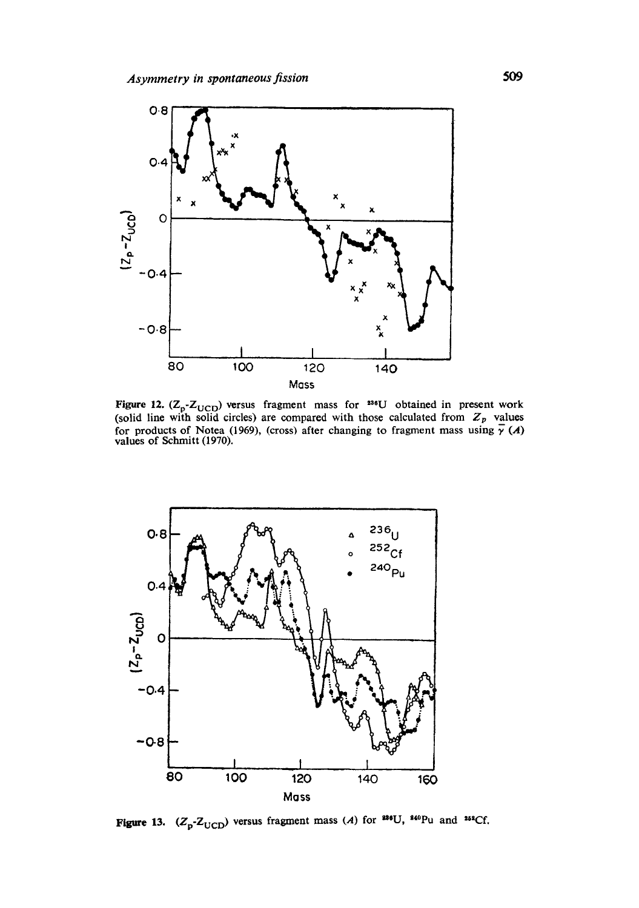**Figure 12.** ($Z_p$-$Z_{UCD}$) versus fragment mass for $^{236}U$ obtained in present work (solid line with solid circles) are compared with those calculated from $Z_p$ values for products of Notea (1969), (cross) after changing to fragment mass using $\bar{\nu}$ (*A*) values of Schmitt (1970).

**Figure 13.** ($Z_p$-$Z_{UCD}$) versus fragment mass (*A*) for $^{236}U$, $^{240}Pu$ and $^{252}Cf$.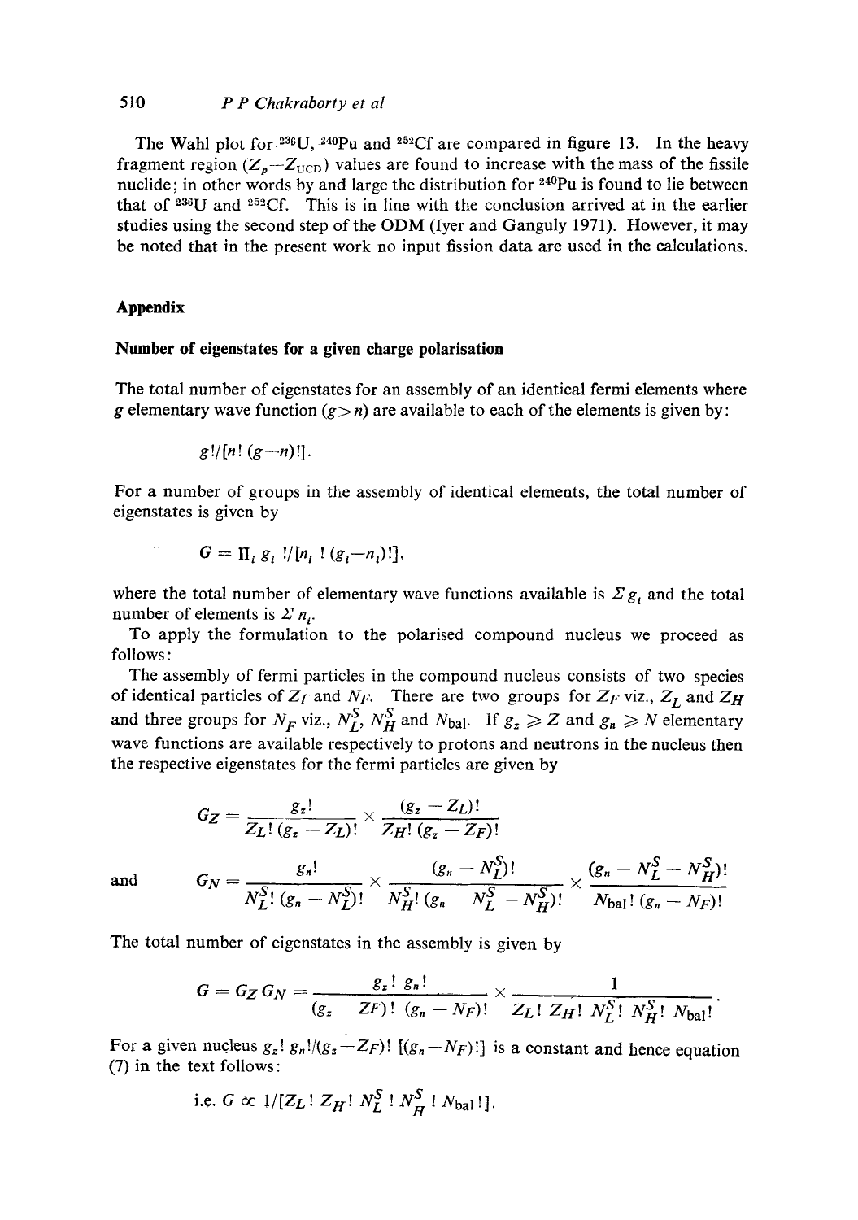The Wahl plot for $^{236}$U, $^{240}$Pu and $^{252}$Cf are compared in figure 13. In the heavy fragment region ($Z_p - Z_{UCD}$) values are found to increase with the mass of the fissile nuclide; in other words by and large the distribution for $^{240}$Pu is found to lie between that of $^{236}$U and $^{252}$Cf. This is in line with the conclusion arrived at in the earlier studies using the second step of the ODM (Iyer and Ganguly 1971). However, it may be noted that in the present work no input fission data are used in the calculations.

## Appendix

### Number of eigenstates for a given charge polarisation

The total number of eigenstates for an assembly of an identical fermi elements where $g$ elementary wave function ($g > n$) are available to each of the elements is given by:

$$g!/[n!\,(g-n)!].$$

For a number of groups in the assembly of identical elements, the total number of eigenstates is given by

$$G = \Pi_i\, g_i\, !/[n_i\, !\,(g_i - n_i)!],$$

where the total number of elementary wave functions available is $\Sigma\, g_i$ and the total number of elements is $\Sigma\, n_i$.

To apply the formulation to the polarised compound nucleus we proceed as follows:

The assembly of fermi particles in the compound nucleus consists of two species of identical particles of $Z_F$ and $N_F$. There are two groups for $Z_F$ viz., $Z_L$ and $Z_H$ and three groups for $N_F$ viz., $N_L^S$, $N_H^S$ and $N_{\text{bal}}$. If $g_z \geq Z$ and $g_n \geq N$ elementary wave functions are available respectively to protons and neutrons in the nucleus then the respective eigenstates for the fermi particles are given by

$$G_Z = \frac{g_z!}{Z_L!\,(g_z - Z_L)!} \times \frac{(g_z - Z_L)!}{Z_H!\,(g_z - Z_F)!}$$

and

$$G_N = \frac{g_n!}{N_L^S!\,(g_n - N_L^S)!} \times \frac{(g_n - N_L^S)!}{N_H^S!\,(g_n - N_L^S - N_H^S)!} \times \frac{(g_n - N_L^S - N_H^S)!}{N_{\text{bal}}!\,(g_n - N_F)!}$$

The total number of eigenstates in the assembly is given by

$$G = G_Z\, G_N = \frac{g_z!\; g_n!}{(g_z - Z_F)!\;(g_n - N_F)!} \times \frac{1}{Z_L!\; Z_H!\; N_L^S!\; N_H^S!\; N_{\text{bal}}!}.$$

For a given nucleus $g_z!\, g_n!/(g_z - Z_F)!\,[(g_n - N_F)!]$ is a constant and hence equation (7) in the text follows:

$$\text{i.e. } G \propto 1/[Z_L!\; Z_H!\; N_L^S\,!\; N_H^S\,!\; N_{\text{bal}}\,!].$$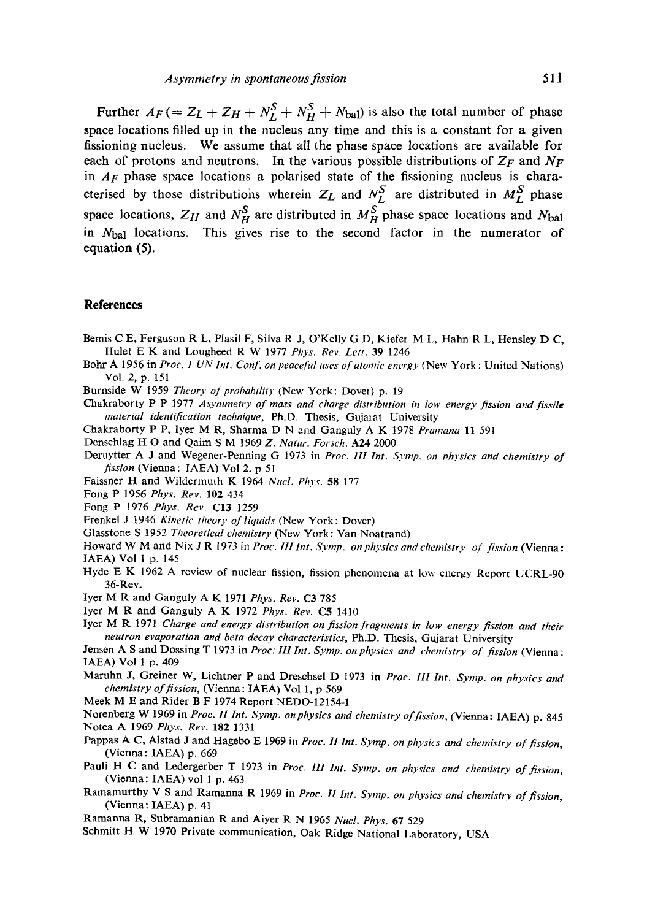Further $A_F (= Z_L + Z_H + N_L^S + N_H^S + N_{\rm bal})$ is also the total number of phase space locations filled up in the nucleus any time and this is a constant for a given fissioning nucleus. We assume that all the phase space locations are available for each of protons and neutrons. In the various possible distributions of $Z_F$ and $N_F$ in $A_F$ phase space locations a polarised state of the fissioning nucleus is characterised by those distributions wherein $Z_L$ and $N_L^S$ are distributed in $M_L^S$ phase space locations, $Z_H$ and $N_H^S$ are distributed in $M_H^S$ phase space locations and $N_{\rm bal}$ in $N_{\rm bal}$ locations. This gives rise to the second factor in the numerator of equation (5).

## References

Bemis C E, Ferguson R L, Plasil F, Silva R J, O'Kelly G D, Kiefer M L, Hahn R L, Hensley D C, Hulet E K and Lougheed R W 1977 *Phys. Rev. Lett.* **39** 1246

Bohr A 1956 in *Proc. I UN Int. Conf. on peaceful uses of atomic energy* (New York: United Nations) Vol. 2, p. 151

Burnside W 1959 *Theory of probability* (New York: Dover) p. 19

Chakraborty P P 1977 *Asymmetry of mass and charge distribution in low energy fission and fissile material identification technique*, Ph.D. Thesis, Gujarat University

Chakraborty P P, Iyer M R, Sharma D N and Ganguly A K 1978 *Pramana* **11** 591

Denschlag H O and Qaim S M 1969 *Z. Natur. Forsch.* **A24** 2000

Deruytter A J and Wegener-Penning G 1973 in *Proc. III Int. Symp. on physics and chemistry of fission* (Vienna: IAEA) Vol 2. p 51

Faissner H and Wildermuth K 1964 *Nucl. Phys.* **58** 177

Fong P 1956 *Phys. Rev.* **102** 434

Fong P 1976 *Phys. Rev.* **C13** 1259

Frenkel J 1946 *Kinetic theory of liquids* (New York: Dover)

Glasstone S 1952 *Theoretical chemistry* (New York: Van Noatrand)

Howard W M and Nix J R 1973 in *Proc. III Int. Symp. on physics and chemistry of fission* (Vienna: IAEA) Vol 1 p. 145

Hyde E K 1962 A review of nuclear fission, fission phenomena at low energy Report UCRL-90 36-Rev.

Iyer M R and Ganguly A K 1971 *Phys. Rev.* **C3** 785

Iyer M R and Ganguly A K 1972 *Phys. Rev.* **C5** 1410

Iyer M R 1971 *Charge and energy distribution on fission fragments in low energy fission and their neutron evaporation and beta decay characteristics*, Ph.D. Thesis, Gujarat University

Jensen A S and Dossing T 1973 in *Proc. III Int. Symp. on physics and chemistry of fission* (Vienna: IAEA) Vol 1 p. 409

Maruhn J, Greiner W, Lichtner P and Dreschsel D 1973 in *Proc. III Int. Symp. on physics and chemistry of fission*, (Vienna: IAEA) Vol 1, p 569

Meek M E and Rider B F 1974 Report NEDO-12154-1

Norenberg W 1969 in *Proc. II Int. Symp. on physics and chemistry of fission*, (Vienna: IAEA) p. 845

Notea A 1969 *Phys. Rev.* **182** 1331

Pappas A C, Alstad J and Hagebo E 1969 in *Proc. II Int. Symp. on physics and chemistry of fission*, (Vienna: IAEA) p. 669

Pauli H C and Ledergerber T 1973 in *Proc. III Int. Symp. on physics and chemistry of fission*, (Vienna: IAEA) vol 1 p. 463

Ramamurthy V S and Ramanna R 1969 in *Proc. II Int. Symp. on physics and chemistry of fission*, (Vienna: IAEA) p. 41

Ramanna R, Subramanian R and Aiyer R N 1965 *Nucl. Phys.* **67** 529

Schmitt H W 1970 Private communication, Oak Ridge National Laboratory, USA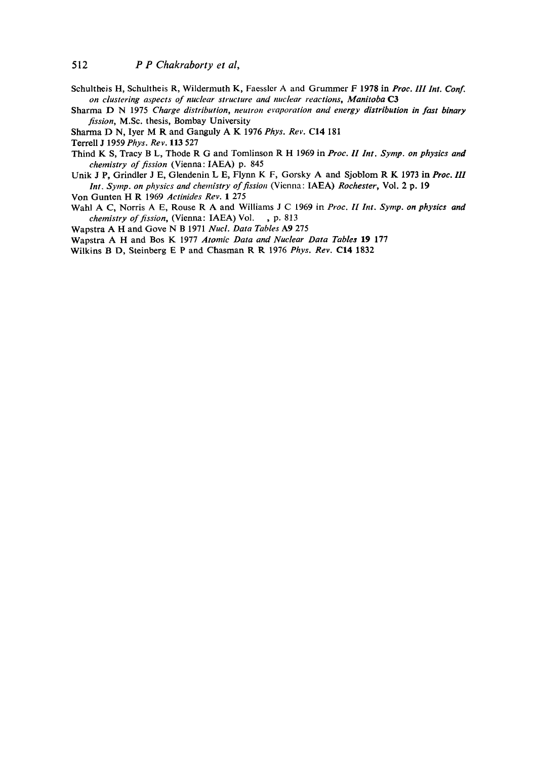Schultheis H, Schultheis R, Wildermuth K, Faessler A and Grummer F 1978 in *Proc. III Int. Conf. on clustering aspects of nuclear structure and nuclear reactions, Manitoba* **C3**

Sharma D N 1975 *Charge distribution, neutron evaporation and energy distribution in fast binary fission*, M.Sc. thesis, Bombay University

Sharma D N, Iyer M R and Ganguly A K 1976 *Phys. Rev.* **C14** 181

Terrell J 1959 *Phys. Rev.* **113** 527

Thind K S, Tracy B L, Thode R G and Tomlinson R H 1969 in *Proc. II Int. Symp. on physics and chemistry of fission* (Vienna: IAEA) p. 845

Unik J P, Grindler J E, Glendenin L E, Flynn K F, Gorsky A and Sjoblom R K 1973 in *Proc. III Int. Symp. on physics and chemistry of fission* (Vienna: IAEA) *Rochester*, Vol. 2 p. 19

Von Gunten H R 1969 *Actinides Rev.* **1** 275

Wahl A C, Norris A E, Rouse R A and Williams J C 1969 in *Proc. II Int. Symp. on physics and chemistry of fission*, (Vienna: IAEA) Vol. , p. 813

Wapstra A H and Gove N B 1971 *Nucl. Data Tables* **A9** 275

Wapstra A H and Bos K 1977 *Atomic Data and Nuclear Data Tables* **19** 177

Wilkins B D, Steinberg E P and Chasman R R 1976 *Phys. Rev.* **C14** 1832